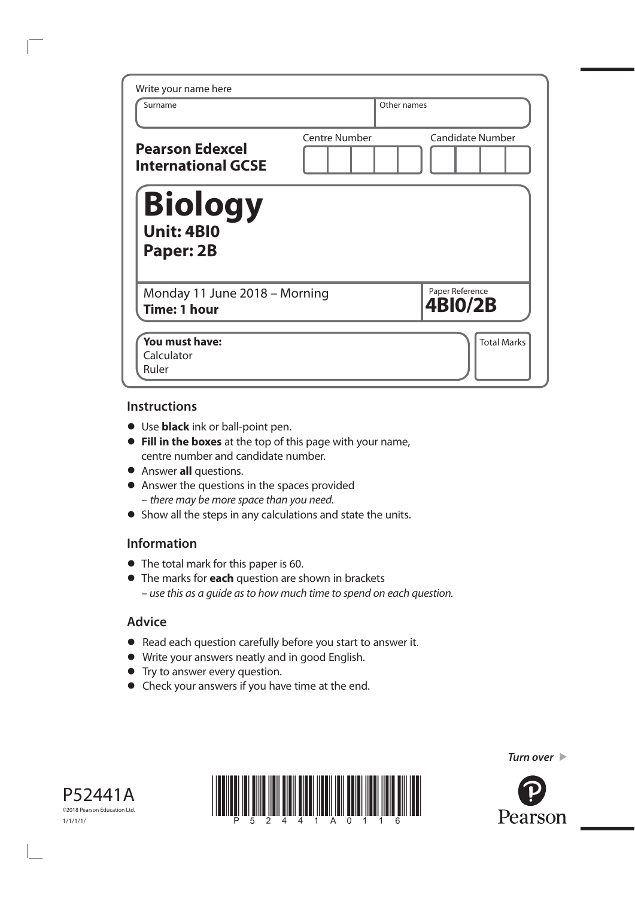Write your name here

| Surname | Other names |
|---|---|
| | |

**Pearson Edexcel International GCSE**

| Centre Number | Candidate Number |
|---|---|
| | |

# Biology

## Unit: 4BI0

## Paper: 2B

Monday 11 June 2018 – Morning
**Time: 1 hour**

Paper Reference **4BI0/2B**

**You must have:**
Calculator
Ruler

Total Marks

## Instructions

- Use **black** ink or ball-point pen.
- **Fill in the boxes** at the top of this page with your name, centre number and candidate number.
- Answer **all** questions.
- Answer the questions in the spaces provided
  – *there may be more space than you need*.
- Show all the steps in any calculations and state the units.

## Information

- The total mark for this paper is 60.
- The marks for **each** question are shown in brackets
  – *use this as a guide as to how much time to spend on each question.*

## Advice

- Read each question carefully before you start to answer it.
- Write your answers neatly and in good English.
- Try to answer every question.
- Check your answers if you have time at the end.

*Turn over*

P52441A
©2018 Pearson Education Ltd.
1/1/1/1/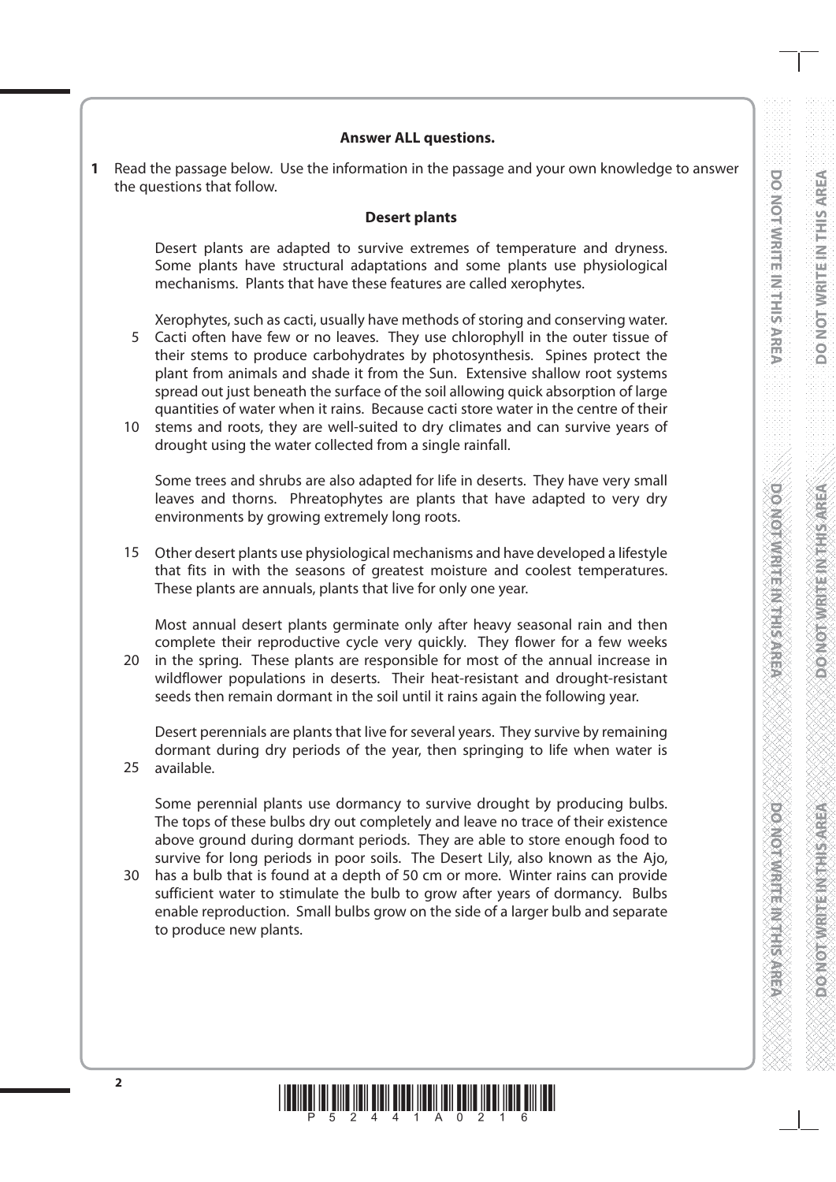**Answer ALL questions.**

**1** Read the passage below. Use the information in the passage and your own knowledge to answer the questions that follow.

**Desert plants**

Desert plants are adapted to survive extremes of temperature and dryness. Some plants have structural adaptations and some plants use physiological mechanisms. Plants that have these features are called xerophytes.

Xerophytes, such as cacti, usually have methods of storing and conserving water. Cacti often have few or no leaves. They use chlorophyll in the outer tissue of their stems to produce carbohydrates by photosynthesis. Spines protect the plant from animals and shade it from the Sun. Extensive shallow root systems spread out just beneath the surface of the soil allowing quick absorption of large quantities of water when it rains. Because cacti store water in the centre of their stems and roots, they are well-suited to dry climates and can survive years of drought using the water collected from a single rainfall.

Some trees and shrubs are also adapted for life in deserts. They have very small leaves and thorns. Phreatophytes are plants that have adapted to very dry environments by growing extremely long roots.

Other desert plants use physiological mechanisms and have developed a lifestyle that fits in with the seasons of greatest moisture and coolest temperatures. These plants are annuals, plants that live for only one year.

Most annual desert plants germinate only after heavy seasonal rain and then complete their reproductive cycle very quickly. They flower for a few weeks in the spring. These plants are responsible for most of the annual increase in wildflower populations in deserts. Their heat-resistant and drought-resistant seeds then remain dormant in the soil until it rains again the following year.

Desert perennials are plants that live for several years. They survive by remaining dormant during dry periods of the year, then springing to life when water is available.

Some perennial plants use dormancy to survive drought by producing bulbs. The tops of these bulbs dry out completely and leave no trace of their existence above ground during dormant periods. They are able to store enough food to survive for long periods in poor soils. The Desert Lily, also known as the Ajo, has a bulb that is found at a depth of 50 cm or more. Winter rains can provide sufficient water to stimulate the bulb to grow after years of dormancy. Bulbs enable reproduction. Small bulbs grow on the side of a larger bulb and separate to produce new plants.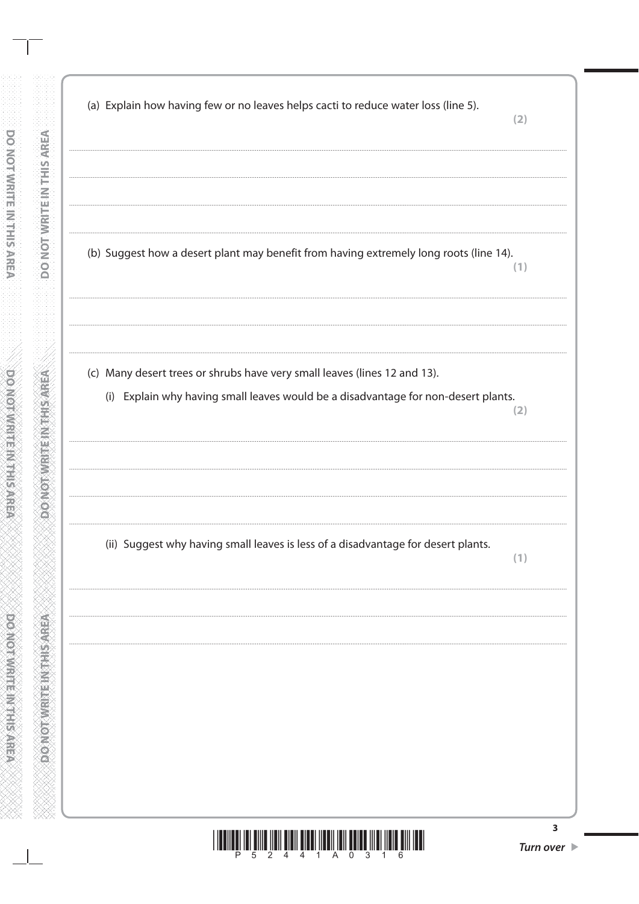(a) Explain how having few or no leaves helps cacti to reduce water loss (line 5).

**(2)**

..........................................................................................................................................................................

..........................................................................................................................................................................

..........................................................................................................................................................................

(b) Suggest how a desert plant may benefit from having extremely long roots (line 14).

**(1)**

..........................................................................................................................................................................

..........................................................................................................................................................................

(c) Many desert trees or shrubs have very small leaves (lines 12 and 13).

(i) Explain why having small leaves would be a disadvantage for non-desert plants.

**(2)**

..........................................................................................................................................................................

..........................................................................................................................................................................

..........................................................................................................................................................................

(ii) Suggest why having small leaves is less of a disadvantage for desert plants.

**(1)**

..........................................................................................................................................................................

..........................................................................................................................................................................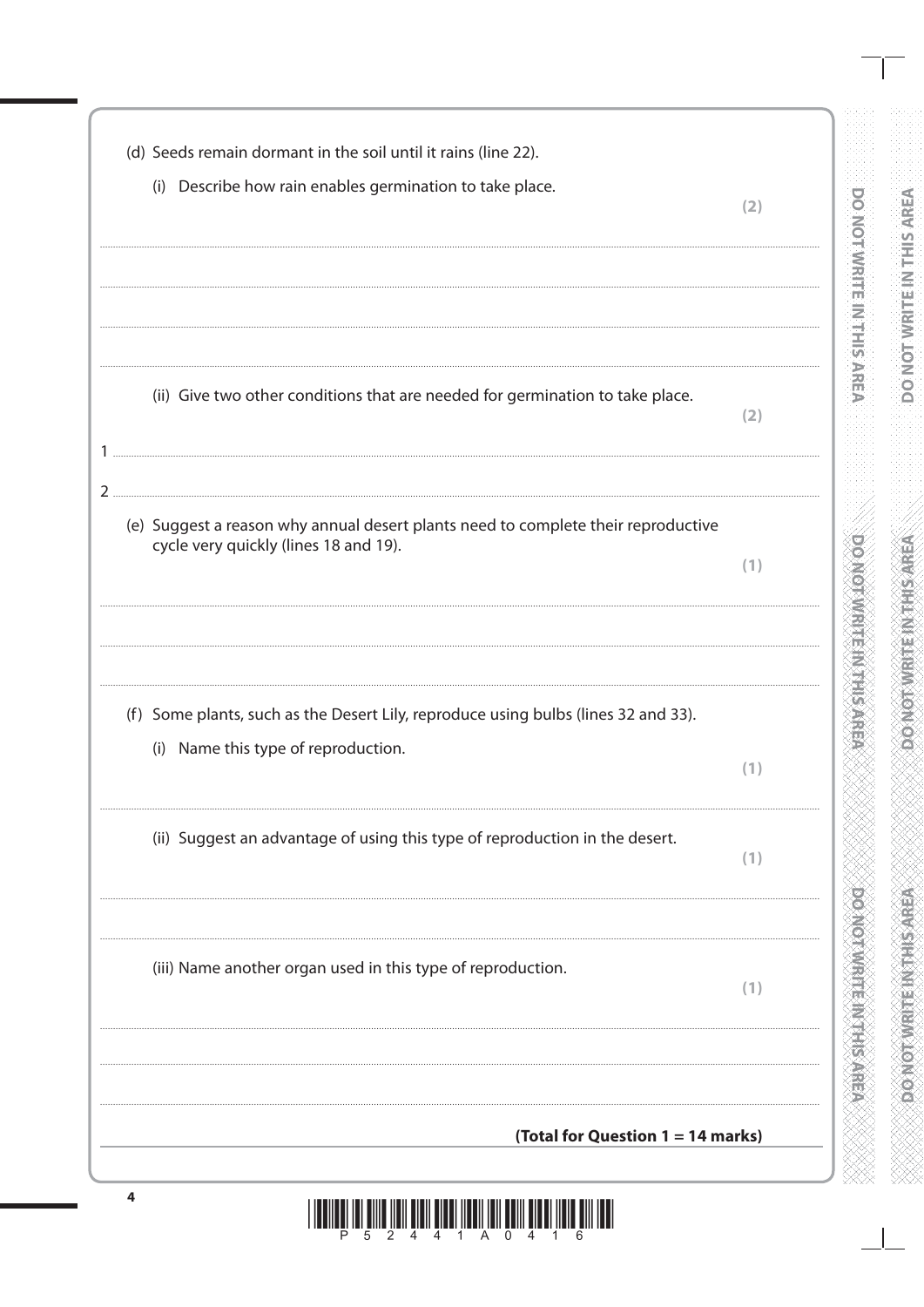(d) Seeds remain dormant in the soil until it rains (line 22).

(i) Describe how rain enables germination to take place. **(2)**

..............................................................................................................................................

..............................................................................................................................................

..............................................................................................................................................

(ii) Give two other conditions that are needed for germination to take place. **(2)**

1 ..............................................................................................................................................

2 ..............................................................................................................................................

(e) Suggest a reason why annual desert plants need to complete their reproductive cycle very quickly (lines 18 and 19). **(1)**

..............................................................................................................................................

..............................................................................................................................................

(f) Some plants, such as the Desert Lily, reproduce using bulbs (lines 32 and 33).

(i) Name this type of reproduction. **(1)**

..............................................................................................................................................

(ii) Suggest an advantage of using this type of reproduction in the desert. **(1)**

..............................................................................................................................................

..............................................................................................................................................

(iii) Name another organ used in this type of reproduction. **(1)**

..............................................................................................................................................

..............................................................................................................................................

**(Total for Question 1 = 14 marks)**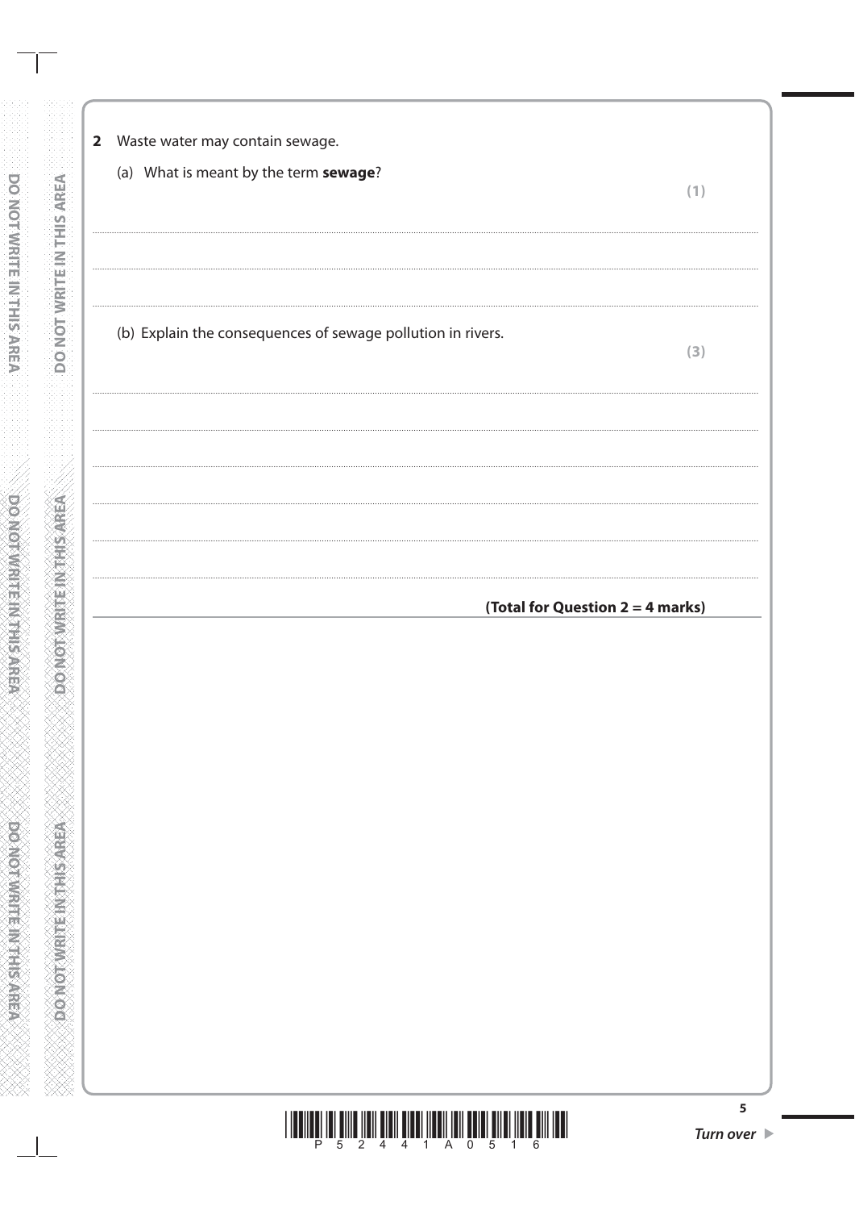**2** Waste water may contain sewage.

(a) What is meant by the term **sewage**?

**(1)**

.......................................................................................................................................................................................................................

.......................................................................................................................................................................................................................

(b) Explain the consequences of sewage pollution in rivers.

**(3)**

.......................................................................................................................................................................................................................

.......................................................................................................................................................................................................................

.......................................................................................................................................................................................................................

.......................................................................................................................................................................................................................

.......................................................................................................................................................................................................................

**(Total for Question 2 = 4 marks)**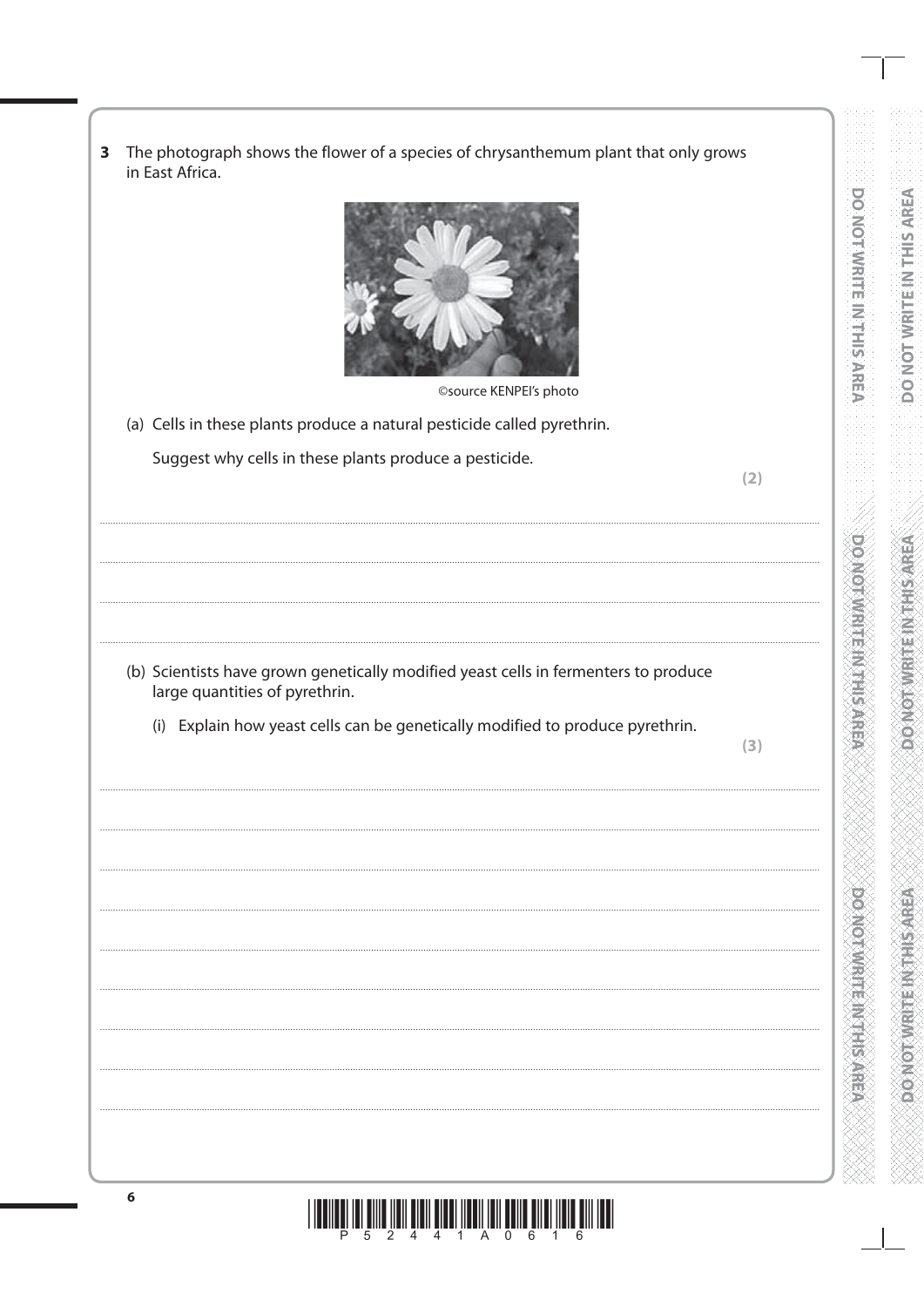**3** The photograph shows the flower of a species of chrysanthemum plant that only grows in East Africa.

©source KENPEI's photo

(a) Cells in these plants produce a natural pesticide called pyrethrin.

Suggest why cells in these plants produce a pesticide.

**(2)**

..........................................................................................................................................................................................................

..........................................................................................................................................................................................................

..........................................................................................................................................................................................................

..........................................................................................................................................................................................................

(b) Scientists have grown genetically modified yeast cells in fermenters to produce large quantities of pyrethrin.

(i) Explain how yeast cells can be genetically modified to produce pyrethrin.

**(3)**

..........................................................................................................................................................................................................

..........................................................................................................................................................................................................

..........................................................................................................................................................................................................

..........................................................................................................................................................................................................

..........................................................................................................................................................................................................

..........................................................................................................................................................................................................

..........................................................................................................................................................................................................

..........................................................................................................................................................................................................

..........................................................................................................................................................................................................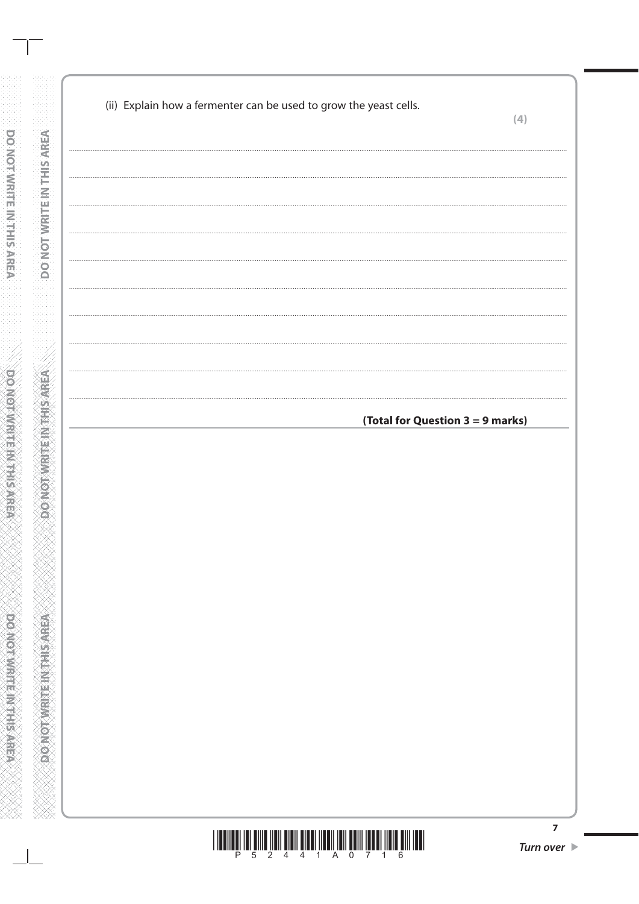(ii) Explain how a fermenter can be used to grow the yeast cells.

**(4)**

**(Total for Question 3 = 9 marks)**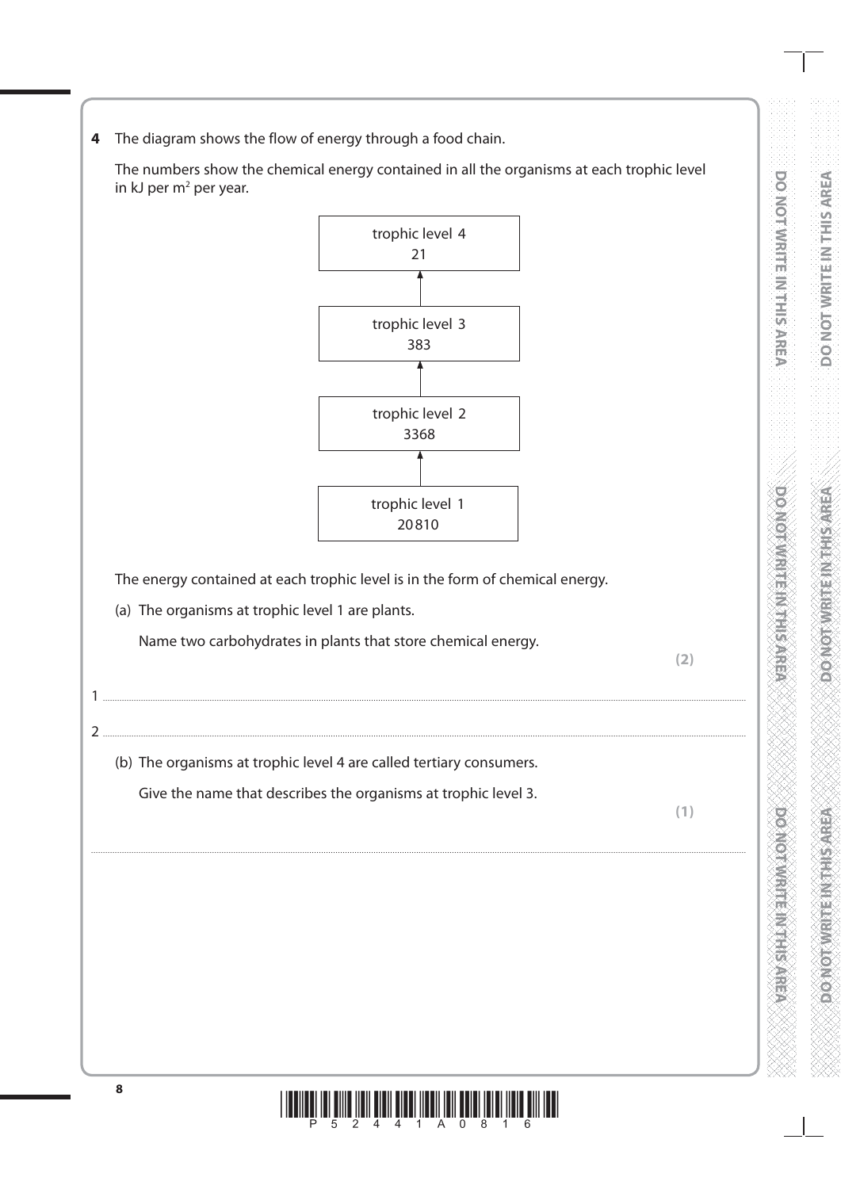**4** The diagram shows the flow of energy through a food chain.

The numbers show the chemical energy contained in all the organisms at each trophic level in kJ per $m^2$ per year.

trophic level 4
21

↑

trophic level 3
383

↑

trophic level 2
3368

↑

trophic level 1
20810

The energy contained at each trophic level is in the form of chemical energy.

(a) The organisms at trophic level 1 are plants.

Name two carbohydrates in plants that store chemical energy.

**(2)**

1 ..............................................................................................................................................

2 ..............................................................................................................................................

(b) The organisms at trophic level 4 are called tertiary consumers.

Give the name that describes the organisms at trophic level 3.

**(1)**

..............................................................................................................................................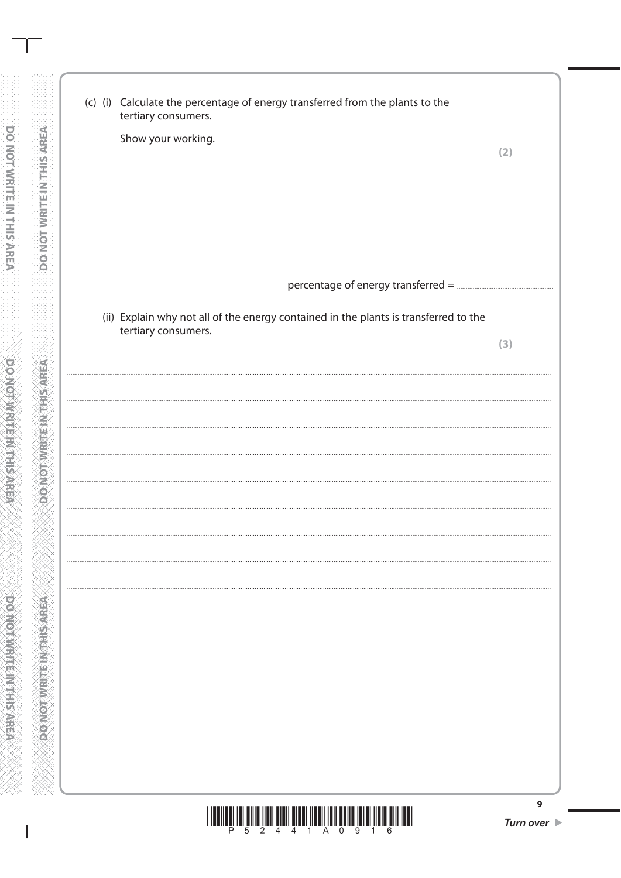(c) (i) Calculate the percentage of energy transferred from the plants to the tertiary consumers.

Show your working.

**(2)**

percentage of energy transferred = ..............................

(ii) Explain why not all of the energy contained in the plants is transferred to the tertiary consumers.

**(3)**

..............................................................................................................................................

..............................................................................................................................................

..............................................................................................................................................

..............................................................................................................................................

..............................................................................................................................................

..............................................................................................................................................

..............................................................................................................................................

..............................................................................................................................................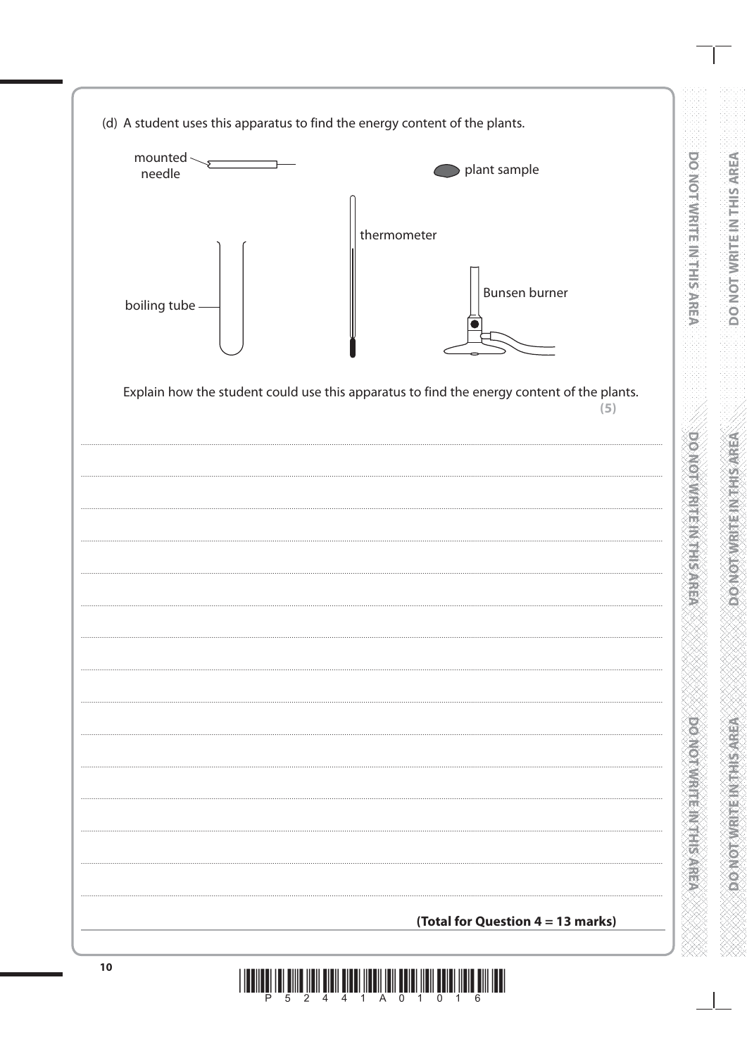(d) A student uses this apparatus to find the energy content of the plants.

mounted needle

plant sample

thermometer

boiling tube

Bunsen burner

Explain how the student could use this apparatus to find the energy content of the plants.

**(5)**

.......................................................................................................................................................................................................

.......................................................................................................................................................................................................

.......................................................................................................................................................................................................

.......................................................................................................................................................................................................

.......................................................................................................................................................................................................

.......................................................................................................................................................................................................

.......................................................................................................................................................................................................

.......................................................................................................................................................................................................

.......................................................................................................................................................................................................

.......................................................................................................................................................................................................

.......................................................................................................................................................................................................

.......................................................................................................................................................................................................

.......................................................................................................................................................................................................

.......................................................................................................................................................................................................

.......................................................................................................................................................................................................

**(Total for Question 4 = 13 marks)**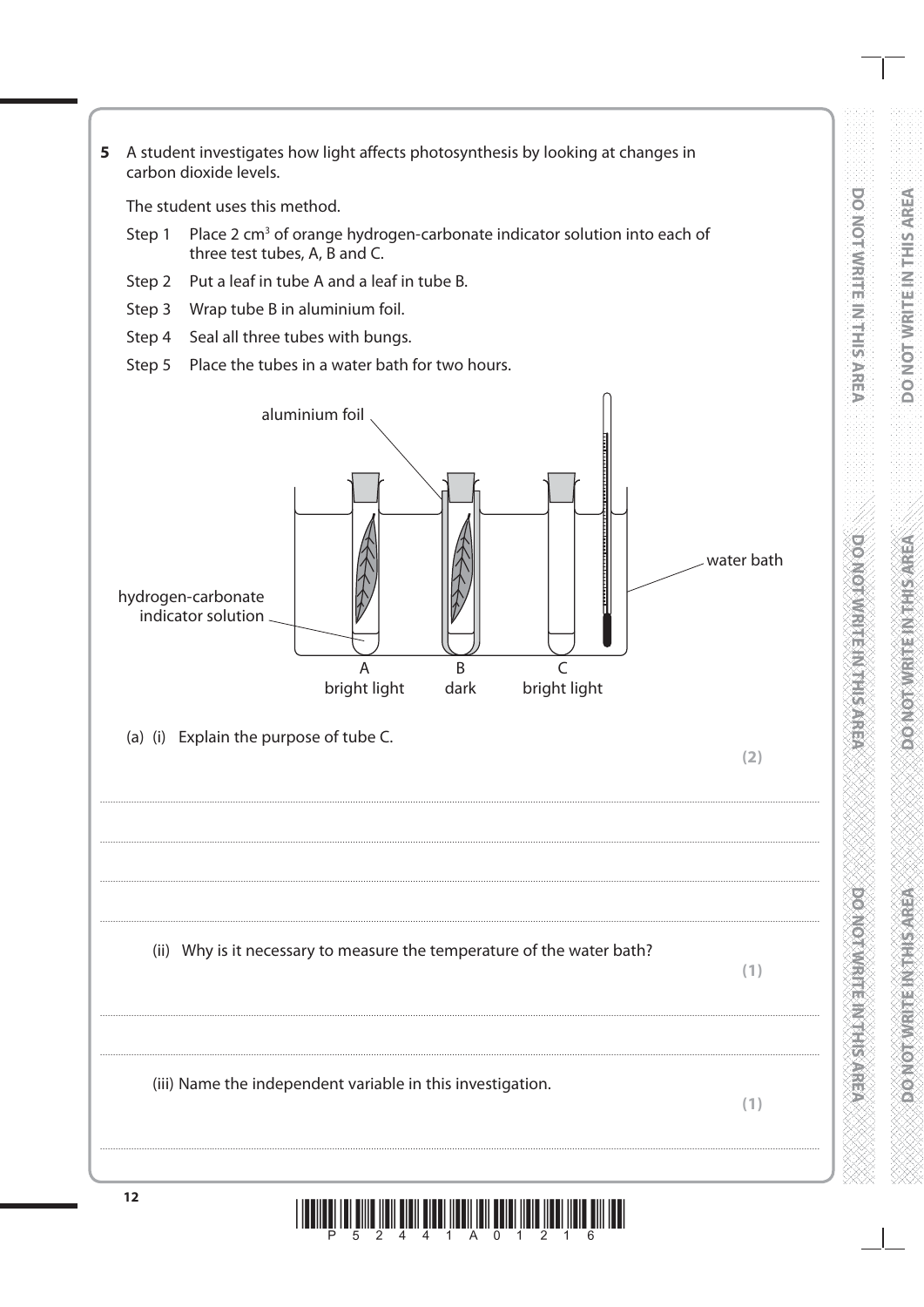**5** A student investigates how light affects photosynthesis by looking at changes in carbon dioxide levels.

The student uses this method.

Step 1 Place 2 $cm^3$ of orange hydrogen-carbonate indicator solution into each of three test tubes, A, B and C.

Step 2 Put a leaf in tube A and a leaf in tube B.

Step 3 Wrap tube B in aluminium foil.

Step 4 Seal all three tubes with bungs.

Step 5 Place the tubes in a water bath for two hours.

aluminium foil

water bath

hydrogen-carbonate indicator solution

A bright light

B dark

C bright light

(a) (i) Explain the purpose of tube C.

**(2)**

..................................................................................................................................................

..................................................................................................................................................

..................................................................................................................................................

..................................................................................................................................................

(ii) Why is it necessary to measure the temperature of the water bath?

**(1)**

..................................................................................................................................................

..................................................................................................................................................

(iii) Name the independent variable in this investigation.

**(1)**

..................................................................................................................................................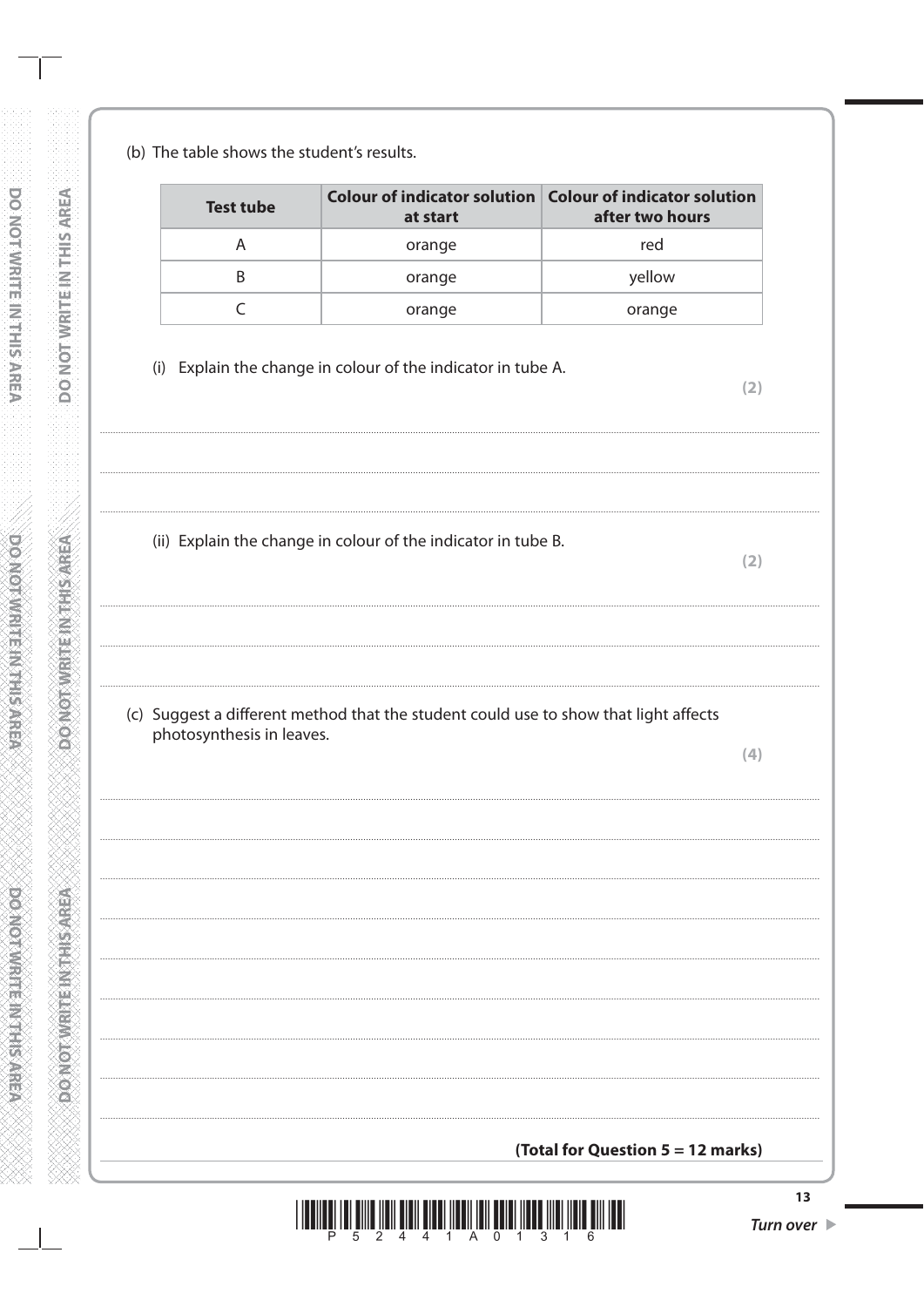(b) The table shows the student's results.

| Test tube | Colour of indicator solution at start | Colour of indicator solution after two hours |
|---|---|---|
| A | orange | red |
| B | orange | yellow |
| C | orange | orange |

(i) Explain the change in colour of the indicator in tube A.

**(2)**

..............................................................................................................................................

..............................................................................................................................................

..............................................................................................................................................

(ii) Explain the change in colour of the indicator in tube B.

**(2)**

..............................................................................................................................................

..............................................................................................................................................

..............................................................................................................................................

(c) Suggest a different method that the student could use to show that light affects photosynthesis in leaves.

**(4)**

..............................................................................................................................................

..............................................................................................................................................

..............................................................................................................................................

..............................................................................................................................................

..............................................................................................................................................

..............................................................................................................................................

..............................................................................................................................................

..............................................................................................................................................

**(Total for Question 5 = 12 marks)**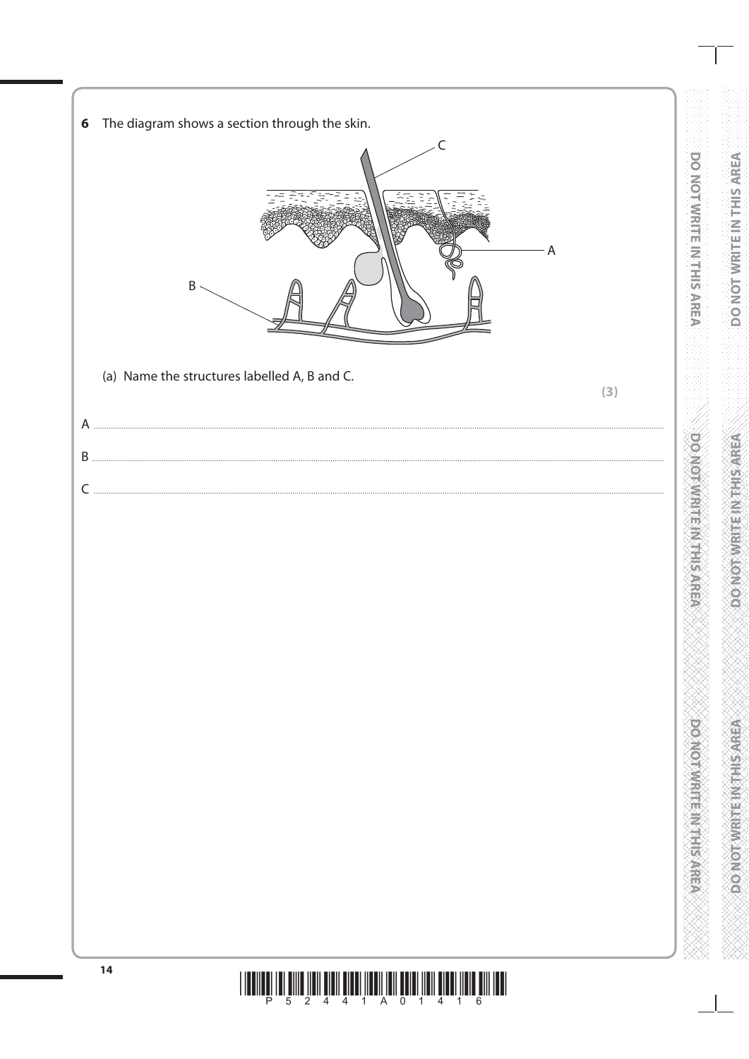**6** The diagram shows a section through the skin.

(a) Name the structures labelled A, B and C.

**(3)**

A ..............................................................................................................................................................................................................

B ..............................................................................................................................................................................................................

C ..............................................................................................................................................................................................................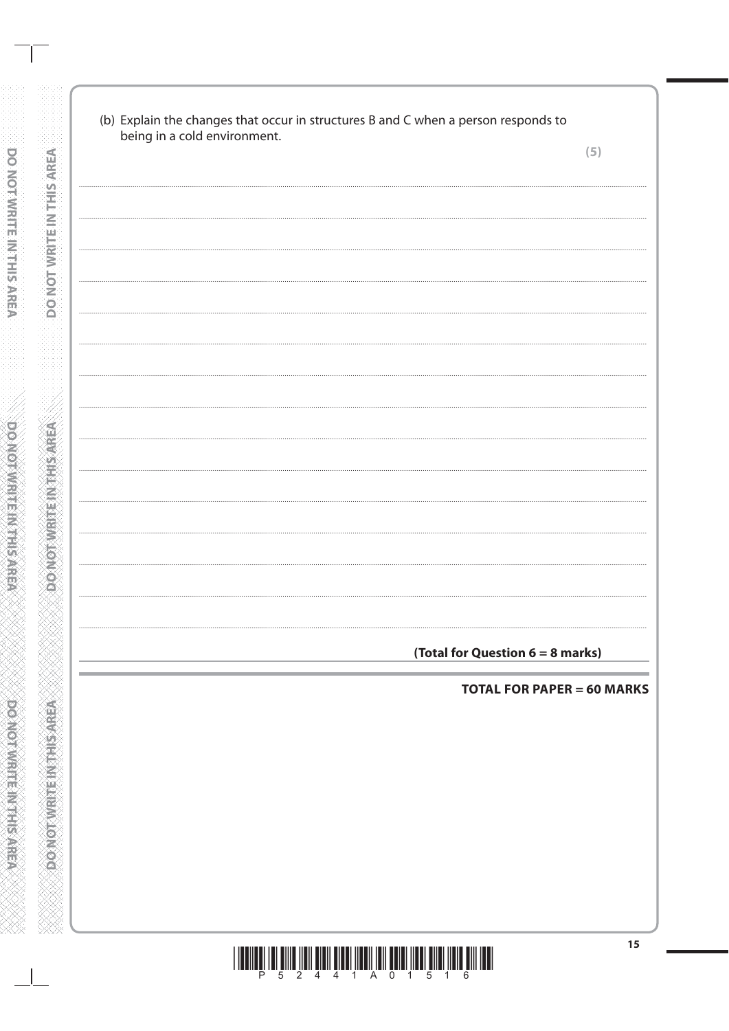(b) Explain the changes that occur in structures B and C when a person responds to being in a cold environment.

**(5)**

..............................................................................................................................................

..............................................................................................................................................

..............................................................................................................................................

..............................................................................................................................................

..............................................................................................................................................

..............................................................................................................................................

..............................................................................................................................................

..............................................................................................................................................

..............................................................................................................................................

..............................................................................................................................................

..............................................................................................................................................

..............................................................................................................................................

..............................................................................................................................................

..............................................................................................................................................

**(Total for Question 6 = 8 marks)**

**TOTAL FOR PAPER = 60 MARKS**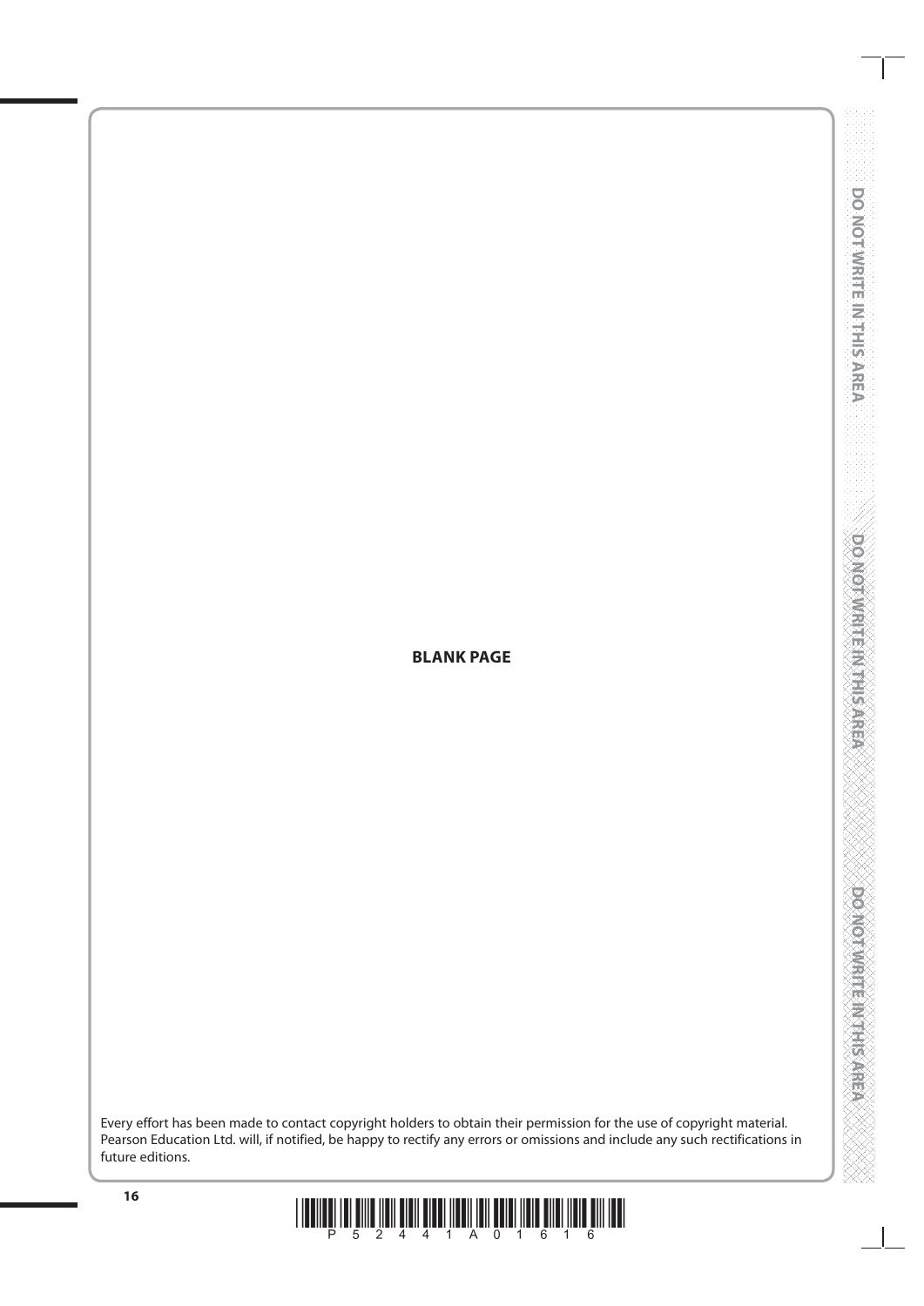**BLANK PAGE**

Every effort has been made to contact copyright holders to obtain their permission for the use of copyright material. Pearson Education Ltd. will, if notified, be happy to rectify any errors or omissions and include any such rectifications in future editions.